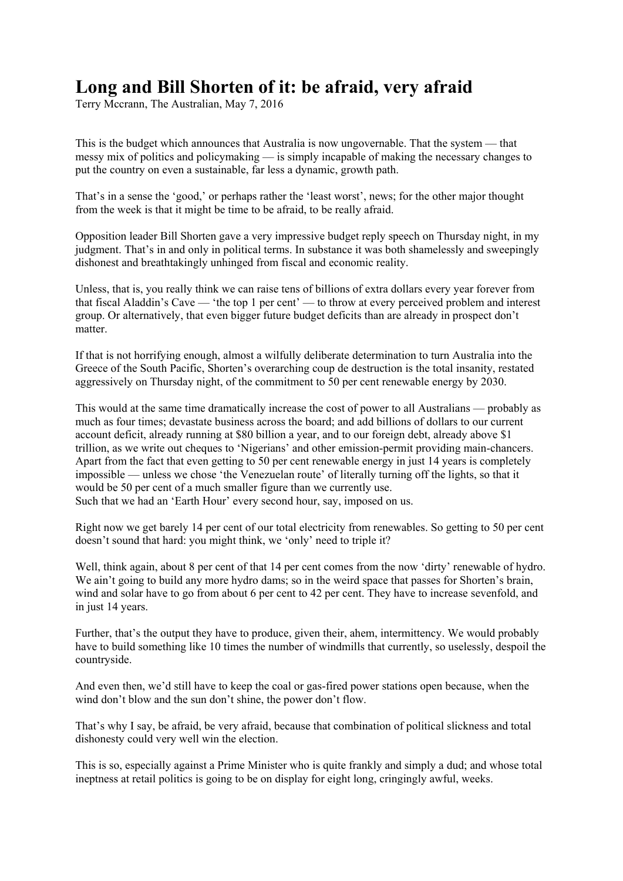# Long and Bill Shorten of it: be afraid, very afraid

Terry Mccrann, The Australian, May 7, 2016

This is the budget which announces that Australia is now ungovernable. That the system — that messy mix of politics and policymaking — is simply incapable of making the necessary changes to put the country on even a sustainable, far less a dynamic, growth path.

That's in a sense the 'good,' or perhaps rather the 'least worst', news; for the other major thought from the week is that it might be time to be afraid, to be really afraid.

Opposition leader Bill Shorten gave a very impressive budget reply speech on Thursday night, in my judgment. That's in and only in political terms. In substance it was both shamelessly and sweepingly dishonest and breathtakingly unhinged from fiscal and economic reality.

Unless, that is, you really think we can raise tens of billions of extra dollars every year forever from that fiscal Aladdin's Cave — 'the top 1 per cent' — to throw at every perceived problem and interest group. Or alternatively, that even bigger future budget deficits than are already in prospect don't matter.

If that is not horrifying enough, almost a wilfully deliberate determination to turn Australia into the Greece of the South Pacific, Shorten's overarching coup de destruction is the total insanity, restated aggressively on Thursday night, of the commitment to 50 per cent renewable energy by 2030.

This would at the same time dramatically increase the cost of power to all Australians — probably as much as four times; devastate business across the board; and add billions of dollars to our current account deficit, already running at $80 billion a year, and to our foreign debt, already above $1 trillion, as we write out cheques to 'Nigerians' and other emission-permit providing main-chancers. Apart from the fact that even getting to 50 per cent renewable energy in just 14 years is completely impossible — unless we chose 'the Venezuelan route' of literally turning off the lights, so that it would be 50 per cent of a much smaller figure than we currently use.
Such that we had an 'Earth Hour' every second hour, say, imposed on us.

Right now we get barely 14 per cent of our total electricity from renewables. So getting to 50 per cent doesn't sound that hard: you might think, we 'only' need to triple it?

Well, think again, about 8 per cent of that 14 per cent comes from the now 'dirty' renewable of hydro. We ain't going to build any more hydro dams; so in the weird space that passes for Shorten's brain, wind and solar have to go from about 6 per cent to 42 per cent. They have to increase sevenfold, and in just 14 years.

Further, that's the output they have to produce, given their, ahem, intermittency. We would probably have to build something like 10 times the number of windmills that currently, so uselessly, despoil the countryside.

And even then, we'd still have to keep the coal or gas-fired power stations open because, when the wind don't blow and the sun don't shine, the power don't flow.

That's why I say, be afraid, be very afraid, because that combination of political slickness and total dishonesty could very well win the election.

This is so, especially against a Prime Minister who is quite frankly and simply a dud; and whose total ineptness at retail politics is going to be on display for eight long, cringingly awful, weeks.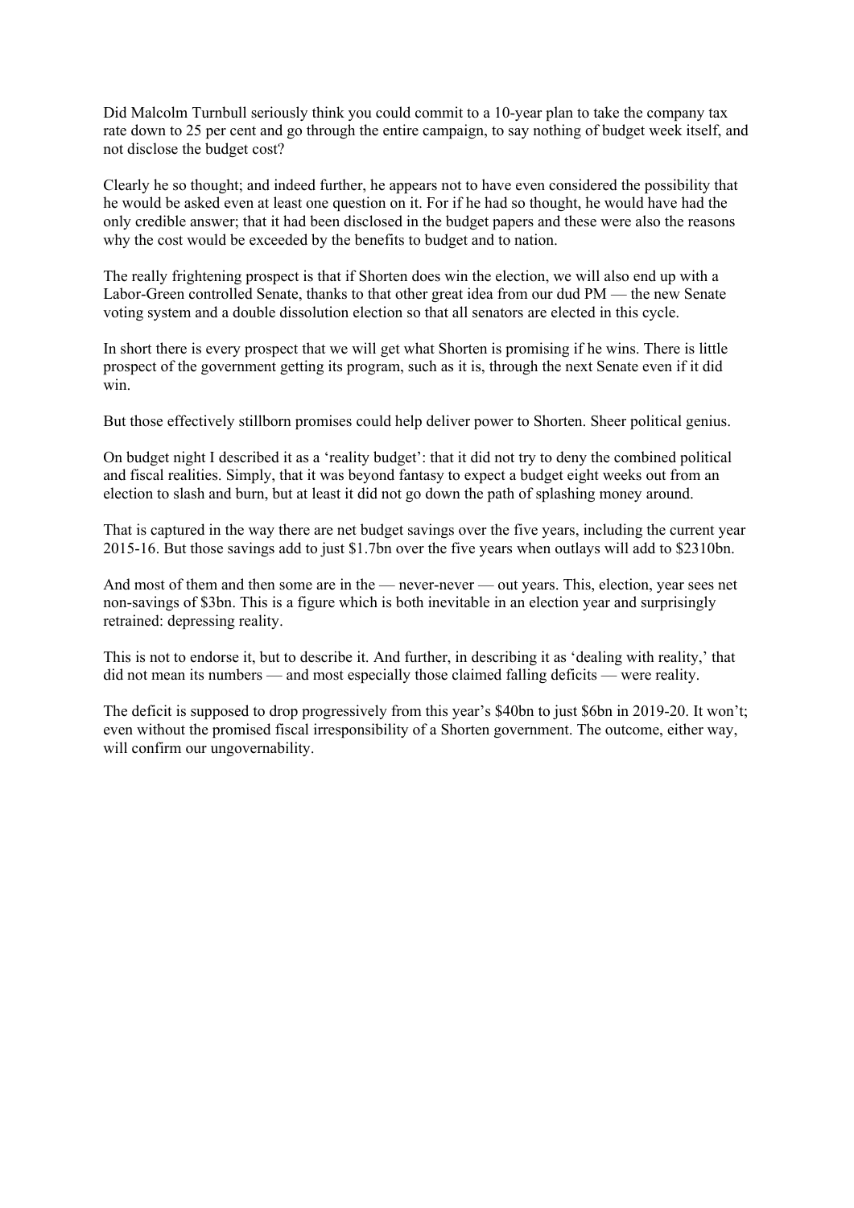Did Malcolm Turnbull seriously think you could commit to a 10-year plan to take the company tax rate down to 25 per cent and go through the entire campaign, to say nothing of budget week itself, and not disclose the budget cost?

Clearly he so thought; and indeed further, he appears not to have even considered the possibility that he would be asked even at least one question on it. For if he had so thought, he would have had the only credible answer; that it had been disclosed in the budget papers and these were also the reasons why the cost would be exceeded by the benefits to budget and to nation.

The really frightening prospect is that if Shorten does win the election, we will also end up with a Labor-Green controlled Senate, thanks to that other great idea from our dud PM — the new Senate voting system and a double dissolution election so that all senators are elected in this cycle.

In short there is every prospect that we will get what Shorten is promising if he wins. There is little prospect of the government getting its program, such as it is, through the next Senate even if it did win.

But those effectively stillborn promises could help deliver power to Shorten. Sheer political genius.

On budget night I described it as a 'reality budget': that it did not try to deny the combined political and fiscal realities. Simply, that it was beyond fantasy to expect a budget eight weeks out from an election to slash and burn, but at least it did not go down the path of splashing money around.

That is captured in the way there are net budget savings over the five years, including the current year 2015-16. But those savings add to just $1.7bn over the five years when outlays will add to $2310bn.

And most of them and then some are in the — never-never — out years. This, election, year sees net non-savings of $3bn. This is a figure which is both inevitable in an election year and surprisingly retrained: depressing reality.

This is not to endorse it, but to describe it. And further, in describing it as 'dealing with reality,' that did not mean its numbers — and most especially those claimed falling deficits — were reality.

The deficit is supposed to drop progressively from this year's $40bn to just $6bn in 2019-20. It won't; even without the promised fiscal irresponsibility of a Shorten government. The outcome, either way, will confirm our ungovernability.